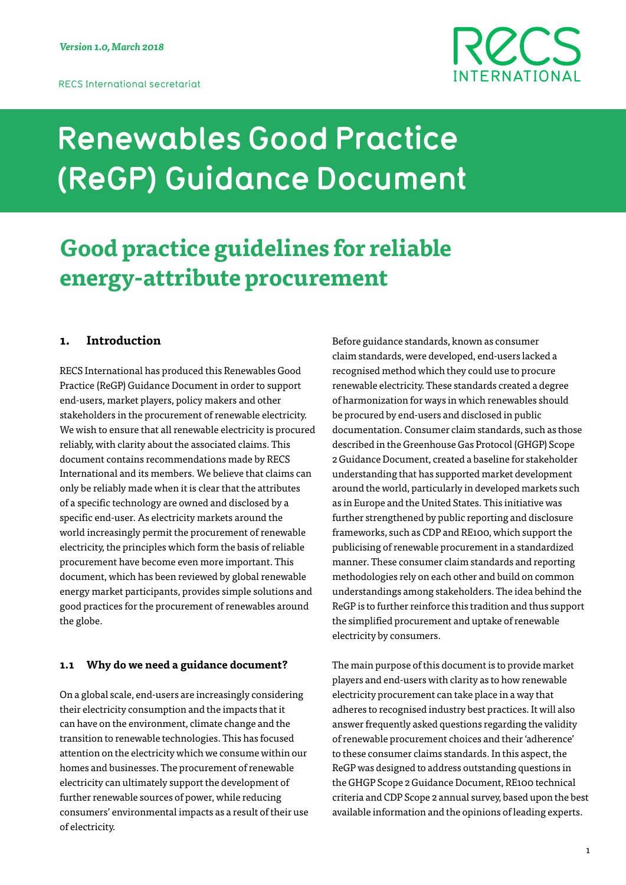*Version 1.0, March 2018*

RECS International secretariat

RECS INTERNATIONAL

# Renewables Good Practice (ReGP) Guidance Document

## Good practice guidelines for reliable energy-attribute procurement

### 1. Introduction

RECS International has produced this Renewables Good Practice (ReGP) Guidance Document in order to support end-users, market players, policy makers and other stakeholders in the procurement of renewable electricity. We wish to ensure that all renewable electricity is procured reliably, with clarity about the associated claims. This document contains recommendations made by RECS International and its members. We believe that claims can only be reliably made when it is clear that the attributes of a specific technology are owned and disclosed by a specific end-user. As electricity markets around the world increasingly permit the procurement of renewable electricity, the principles which form the basis of reliable procurement have become even more important. This document, which has been reviewed by global renewable energy market participants, provides simple solutions and good practices for the procurement of renewables around the globe.

#### 1.1 Why do we need a guidance document?

On a global scale, end-users are increasingly considering their electricity consumption and the impacts that it can have on the environment, climate change and the transition to renewable technologies. This has focused attention on the electricity which we consume within our homes and businesses. The procurement of renewable electricity can ultimately support the development of further renewable sources of power, while reducing consumers' environmental impacts as a result of their use of electricity.

Before guidance standards, known as consumer claim standards, were developed, end-users lacked a recognised method which they could use to procure renewable electricity. These standards created a degree of harmonization for ways in which renewables should be procured by end-users and disclosed in public documentation. Consumer claim standards, such as those described in the Greenhouse Gas Protocol (GHGP) Scope 2 Guidance Document, created a baseline for stakeholder understanding that has supported market development around the world, particularly in developed markets such as in Europe and the United States. This initiative was further strengthened by public reporting and disclosure frameworks, such as CDP and RE100, which support the publicising of renewable procurement in a standardized manner. These consumer claim standards and reporting methodologies rely on each other and build on common understandings among stakeholders. The idea behind the ReGP is to further reinforce this tradition and thus support the simplified procurement and uptake of renewable electricity by consumers.

The main purpose of this document is to provide market players and end-users with clarity as to how renewable electricity procurement can take place in a way that adheres to recognised industry best practices. It will also answer frequently asked questions regarding the validity of renewable procurement choices and their 'adherence' to these consumer claims standards. In this aspect, the ReGP was designed to address outstanding questions in the GHGP Scope 2 Guidance Document, RE100 technical criteria and CDP Scope 2 annual survey, based upon the best available information and the opinions of leading experts.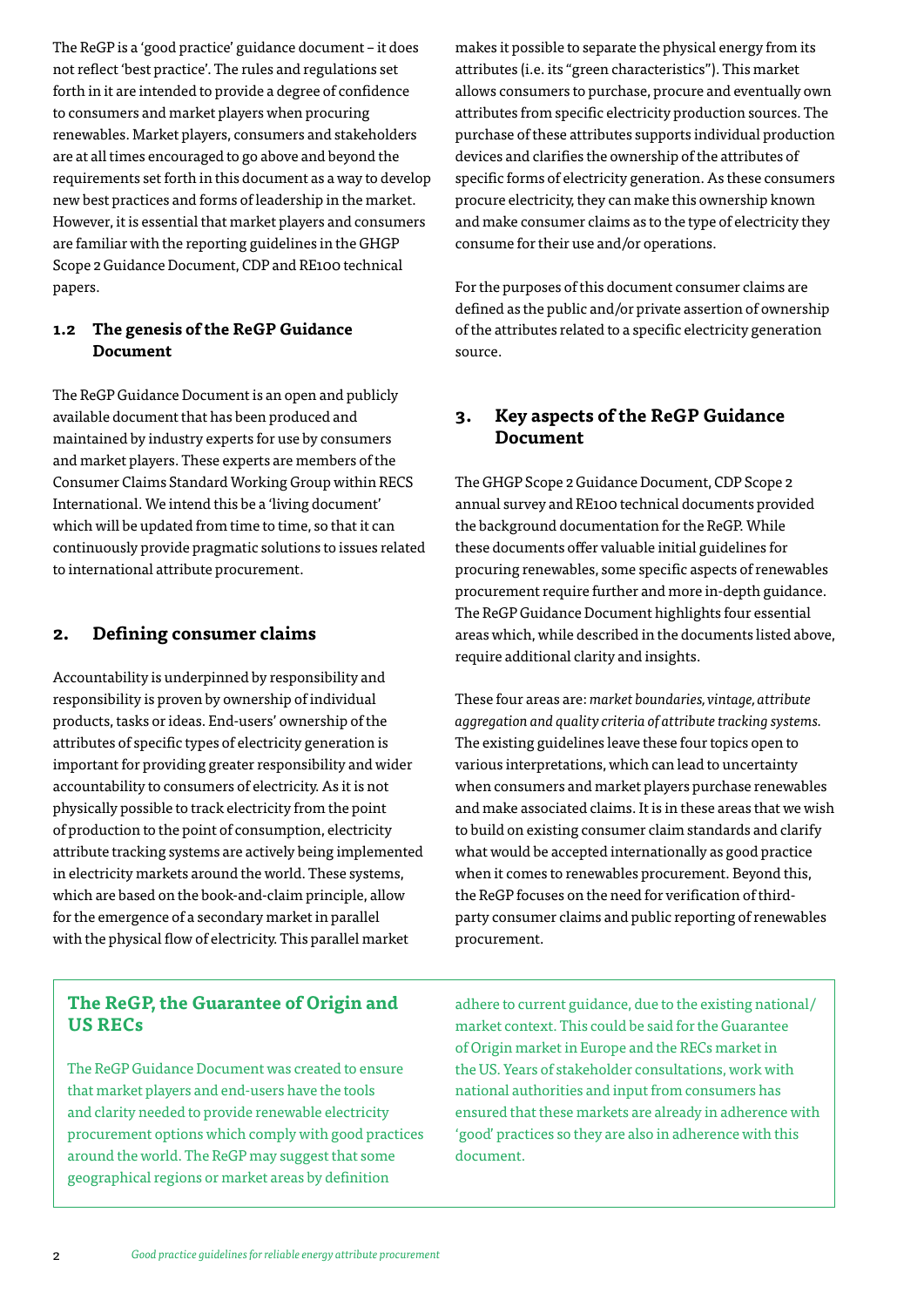The ReGP is a 'good practice' guidance document – it does not reflect 'best practice'. The rules and regulations set forth in it are intended to provide a degree of confidence to consumers and market players when procuring renewables. Market players, consumers and stakeholders are at all times encouraged to go above and beyond the requirements set forth in this document as a way to develop new best practices and forms of leadership in the market. However, it is essential that market players and consumers are familiar with the reporting guidelines in the GHGP Scope 2 Guidance Document, CDP and RE100 technical papers.

### 1.2 The genesis of the ReGP Guidance Document

The ReGP Guidance Document is an open and publicly available document that has been produced and maintained by industry experts for use by consumers and market players. These experts are members of the Consumer Claims Standard Working Group within RECS International. We intend this be a 'living document' which will be updated from time to time, so that it can continuously provide pragmatic solutions to issues related to international attribute procurement.

## 2. Defining consumer claims

Accountability is underpinned by responsibility and responsibility is proven by ownership of individual products, tasks or ideas. End-users' ownership of the attributes of specific types of electricity generation is important for providing greater responsibility and wider accountability to consumers of electricity. As it is not physically possible to track electricity from the point of production to the point of consumption, electricity attribute tracking systems are actively being implemented in electricity markets around the world. These systems, which are based on the book-and-claim principle, allow for the emergence of a secondary market in parallel with the physical flow of electricity. This parallel market makes it possible to separate the physical energy from its attributes (i.e. its "green characteristics"). This market allows consumers to purchase, procure and eventually own attributes from specific electricity production sources. The purchase of these attributes supports individual production devices and clarifies the ownership of the attributes of specific forms of electricity generation. As these consumers procure electricity, they can make this ownership known and make consumer claims as to the type of electricity they consume for their use and/or operations.

For the purposes of this document consumer claims are defined as the public and/or private assertion of ownership of the attributes related to a specific electricity generation source.

## 3. Key aspects of the ReGP Guidance Document

The GHGP Scope 2 Guidance Document, CDP Scope 2 annual survey and RE100 technical documents provided the background documentation for the ReGP. While these documents offer valuable initial guidelines for procuring renewables, some specific aspects of renewables procurement require further and more in-depth guidance. The ReGP Guidance Document highlights four essential areas which, while described in the documents listed above, require additional clarity and insights.

These four areas are: *market boundaries, vintage, attribute aggregation and quality criteria of attribute tracking systems.* The existing guidelines leave these four topics open to various interpretations, which can lead to uncertainty when consumers and market players purchase renewables and make associated claims. It is in these areas that we wish to build on existing consumer claim standards and clarify what would be accepted internationally as good practice when it comes to renewables procurement. Beyond this, the ReGP focuses on the need for verification of third-party consumer claims and public reporting of renewables procurement.

### The ReGP, the Guarantee of Origin and US RECs

The ReGP Guidance Document was created to ensure that market players and end-users have the tools and clarity needed to provide renewable electricity procurement options which comply with good practices around the world. The ReGP may suggest that some geographical regions or market areas by definition adhere to current guidance, due to the existing national/market context. This could be said for the Guarantee of Origin market in Europe and the RECs market in the US. Years of stakeholder consultations, work with national authorities and input from consumers has ensured that these markets are already in adherence with 'good' practices so they are also in adherence with this document.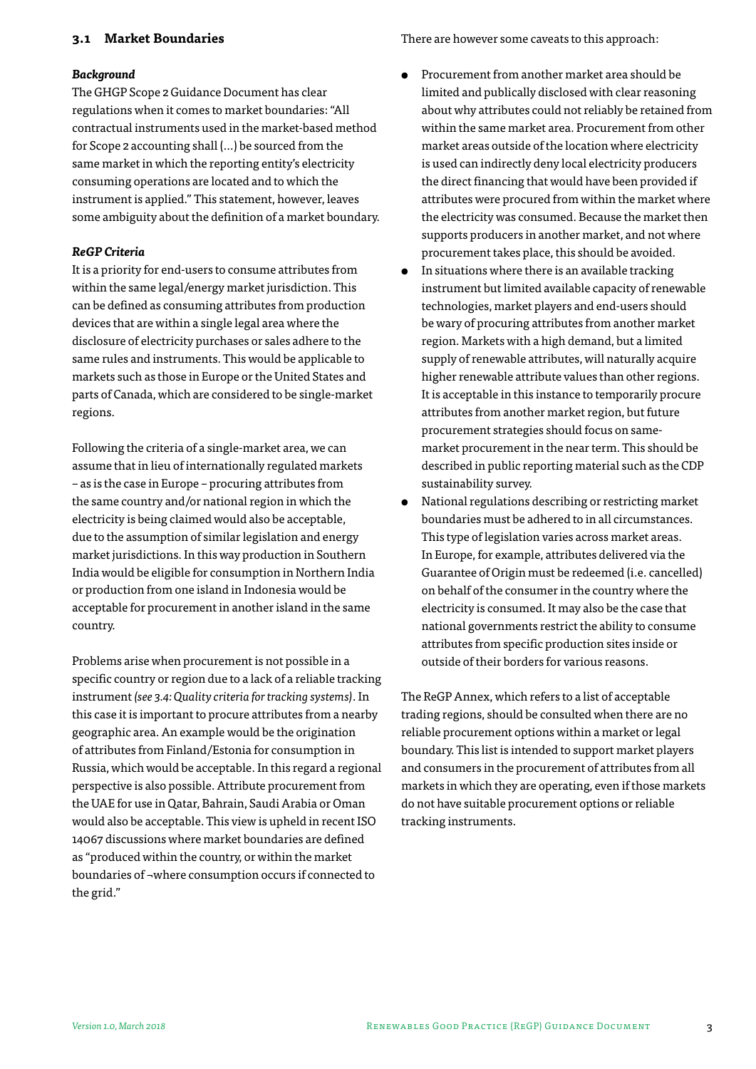## 3.1 Market Boundaries

***Background***

The GHGP Scope 2 Guidance Document has clear regulations when it comes to market boundaries: "All contractual instruments used in the market-based method for Scope 2 accounting shall (...) be sourced from the same market in which the reporting entity's electricity consuming operations are located and to which the instrument is applied." This statement, however, leaves some ambiguity about the definition of a market boundary.

***ReGP Criteria***

It is a priority for end-users to consume attributes from within the same legal/energy market jurisdiction. This can be defined as consuming attributes from production devices that are within a single legal area where the disclosure of electricity purchases or sales adhere to the same rules and instruments. This would be applicable to markets such as those in Europe or the United States and parts of Canada, which are considered to be single-market regions.

Following the criteria of a single-market area, we can assume that in lieu of internationally regulated markets – as is the case in Europe – procuring attributes from the same country and/or national region in which the electricity is being claimed would also be acceptable, due to the assumption of similar legislation and energy market jurisdictions. In this way production in Southern India would be eligible for consumption in Northern India or production from one island in Indonesia would be acceptable for procurement in another island in the same country.

Problems arise when procurement is not possible in a specific country or region due to a lack of a reliable tracking instrument *(see 3.4: Quality criteria for tracking systems)*. In this case it is important to procure attributes from a nearby geographic area. An example would be the origination of attributes from Finland/Estonia for consumption in Russia, which would be acceptable. In this regard a regional perspective is also possible. Attribute procurement from the UAE for use in Qatar, Bahrain, Saudi Arabia or Oman would also be acceptable. This view is upheld in recent ISO 14067 discussions where market boundaries are defined as "produced within the country, or within the market boundaries of ¬where consumption occurs if connected to the grid."

There are however some caveats to this approach:

- Procurement from another market area should be limited and publically disclosed with clear reasoning about why attributes could not reliably be retained from within the same market area. Procurement from other market areas outside of the location where electricity is used can indirectly deny local electricity producers the direct financing that would have been provided if attributes were procured from within the market where the electricity was consumed. Because the market then supports producers in another market, and not where procurement takes place, this should be avoided.
- In situations where there is an available tracking instrument but limited available capacity of renewable technologies, market players and end-users should be wary of procuring attributes from another market region. Markets with a high demand, but a limited supply of renewable attributes, will naturally acquire higher renewable attribute values than other regions. It is acceptable in this instance to temporarily procure attributes from another market region, but future procurement strategies should focus on same-market procurement in the near term. This should be described in public reporting material such as the CDP sustainability survey.
- National regulations describing or restricting market boundaries must be adhered to in all circumstances. This type of legislation varies across market areas. In Europe, for example, attributes delivered via the Guarantee of Origin must be redeemed (i.e. cancelled) on behalf of the consumer in the country where the electricity is consumed. It may also be the case that national governments restrict the ability to consume attributes from specific production sites inside or outside of their borders for various reasons.

The ReGP Annex, which refers to a list of acceptable trading regions, should be consulted when there are no reliable procurement options within a market or legal boundary. This list is intended to support market players and consumers in the procurement of attributes from all markets in which they are operating, even if those markets do not have suitable procurement options or reliable tracking instruments.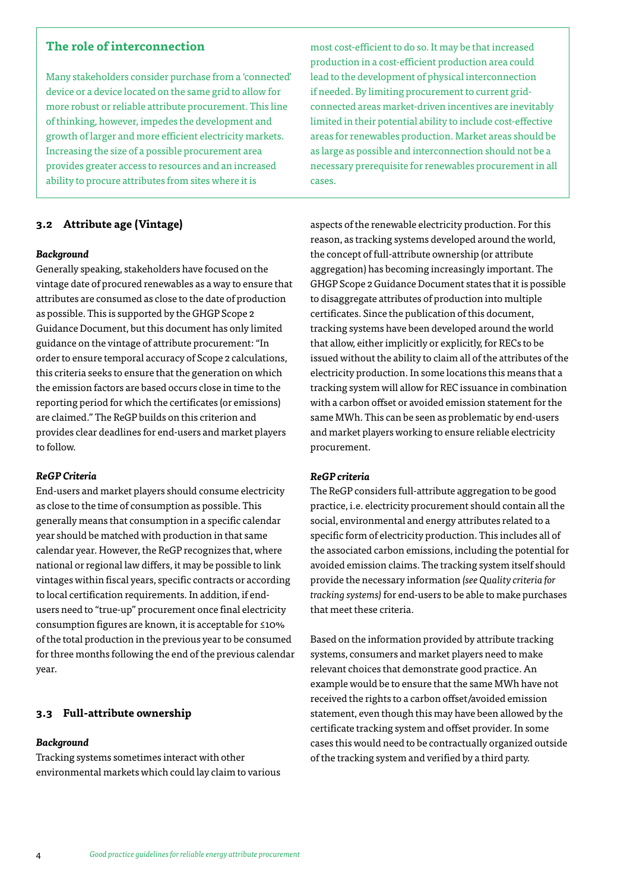### The role of interconnection

Many stakeholders consider purchase from a 'connected' device or a device located on the same grid to allow for more robust or reliable attribute procurement. This line of thinking, however, impedes the development and growth of larger and more efficient electricity markets. Increasing the size of a possible procurement area provides greater access to resources and an increased ability to procure attributes from sites where it is most cost-efficient to do so. It may be that increased production in a cost-efficient production area could lead to the development of physical interconnection if needed. By limiting procurement to current grid-connected areas market-driven incentives are inevitably limited in their potential ability to include cost-effective areas for renewables production. Market areas should be as large as possible and interconnection should not be a necessary prerequisite for renewables procurement in all cases.

## 3.2 Attribute age (Vintage)

***Background***

Generally speaking, stakeholders have focused on the vintage date of procured renewables as a way to ensure that attributes are consumed as close to the date of production as possible. This is supported by the GHGP Scope 2 Guidance Document, but this document has only limited guidance on the vintage of attribute procurement: "In order to ensure temporal accuracy of Scope 2 calculations, this criteria seeks to ensure that the generation on which the emission factors are based occurs close in time to the reporting period for which the certificates (or emissions) are claimed." The ReGP builds on this criterion and provides clear deadlines for end-users and market players to follow.

***ReGP Criteria***

End-users and market players should consume electricity as close to the time of consumption as possible. This generally means that consumption in a specific calendar year should be matched with production in that same calendar year. However, the ReGP recognizes that, where national or regional law differs, it may be possible to link vintages within fiscal years, specific contracts or according to local certification requirements. In addition, if end-users need to "true-up" procurement once final electricity consumption figures are known, it is acceptable for ≤10% of the total production in the previous year to be consumed for three months following the end of the previous calendar year.

## 3.3 Full-attribute ownership

***Background***

Tracking systems sometimes interact with other environmental markets which could lay claim to various aspects of the renewable electricity production. For this reason, as tracking systems developed around the world, the concept of full-attribute ownership (or attribute aggregation) has becoming increasingly important. The GHGP Scope 2 Guidance Document states that it is possible to disaggregate attributes of production into multiple certificates. Since the publication of this document, tracking systems have been developed around the world that allow, either implicitly or explicitly, for RECs to be issued without the ability to claim all of the attributes of the electricity production. In some locations this means that a tracking system will allow for REC issuance in combination with a carbon offset or avoided emission statement for the same MWh. This can be seen as problematic by end-users and market players working to ensure reliable electricity procurement.

***ReGP criteria***

The ReGP considers full-attribute aggregation to be good practice, i.e. electricity procurement should contain all the social, environmental and energy attributes related to a specific form of electricity production. This includes all of the associated carbon emissions, including the potential for avoided emission claims. The tracking system itself should provide the necessary information *(see Quality criteria for tracking systems)* for end-users to be able to make purchases that meet these criteria.

Based on the information provided by attribute tracking systems, consumers and market players need to make relevant choices that demonstrate good practice. An example would be to ensure that the same MWh have not received the rights to a carbon offset/avoided emission statement, even though this may have been allowed by the certificate tracking system and offset provider. In some cases this would need to be contractually organized outside of the tracking system and verified by a third party.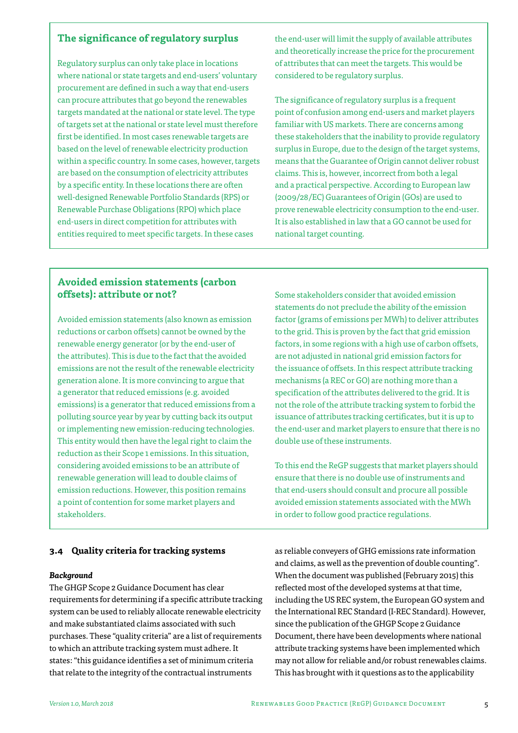### The significance of regulatory surplus

Regulatory surplus can only take place in locations where national or state targets and end-users' voluntary procurement are defined in such a way that end-users can procure attributes that go beyond the renewables targets mandated at the national or state level. The type of targets set at the national or state level must therefore first be identified. In most cases renewable targets are based on the level of renewable electricity production within a specific country. In some cases, however, targets are based on the consumption of electricity attributes by a specific entity. In these locations there are often well-designed Renewable Portfolio Standards (RPS) or Renewable Purchase Obligations (RPO) which place end-users in direct competition for attributes with entities required to meet specific targets. In these cases the end-user will limit the supply of available attributes and theoretically increase the price for the procurement of attributes that can meet the targets. This would be considered to be regulatory surplus.

The significance of regulatory surplus is a frequent point of confusion among end-users and market players familiar with US markets. There are concerns among these stakeholders that the inability to provide regulatory surplus in Europe, due to the design of the target systems, means that the Guarantee of Origin cannot deliver robust claims. This is, however, incorrect from both a legal and a practical perspective. According to European law (2009/28/EC) Guarantees of Origin (GOs) are used to prove renewable electricity consumption to the end-user. It is also established in law that a GO cannot be used for national target counting.

### Avoided emission statements (carbon offsets): attribute or not?

Avoided emission statements (also known as emission reductions or carbon offsets) cannot be owned by the renewable energy generator (or by the end-user of the attributes). This is due to the fact that the avoided emissions are not the result of the renewable electricity generation alone. It is more convincing to argue that a generator that reduced emissions (e.g. avoided emissions) is a generator that reduced emissions from a polluting source year by year by cutting back its output or implementing new emission-reducing technologies. This entity would then have the legal right to claim the reduction as their Scope 1 emissions. In this situation, considering avoided emissions to be an attribute of renewable generation will lead to double claims of emission reductions. However, this position remains a point of contention for some market players and stakeholders.

Some stakeholders consider that avoided emission statements do not preclude the ability of the emission factor (grams of emissions per MWh) to deliver attributes to the grid. This is proven by the fact that grid emission factors, in some regions with a high use of carbon offsets, are not adjusted in national grid emission factors for the issuance of offsets. In this respect attribute tracking mechanisms (a REC or GO) are nothing more than a specification of the attributes delivered to the grid. It is not the role of the attribute tracking system to forbid the issuance of attributes tracking certificates, but it is up to the end-user and market players to ensure that there is no double use of these instruments.

To this end the ReGP suggests that market players should ensure that there is no double use of instruments and that end-users should consult and procure all possible avoided emission statements associated with the MWh in order to follow good practice regulations.

## 3.4 Quality criteria for tracking systems

***Background***

The GHGP Scope 2 Guidance Document has clear requirements for determining if a specific attribute tracking system can be used to reliably allocate renewable electricity and make substantiated claims associated with such purchases. These "quality criteria" are a list of requirements to which an attribute tracking system must adhere. It states: "this guidance identifies a set of minimum criteria that relate to the integrity of the contractual instruments as reliable conveyers of GHG emissions rate information and claims, as well as the prevention of double counting". When the document was published (February 2015) this reflected most of the developed systems at that time, including the US REC system, the European GO system and the International REC Standard (I-REC Standard). However, since the publication of the GHGP Scope 2 Guidance Document, there have been developments where national attribute tracking systems have been implemented which may not allow for reliable and/or robust renewables claims. This has brought with it questions as to the applicability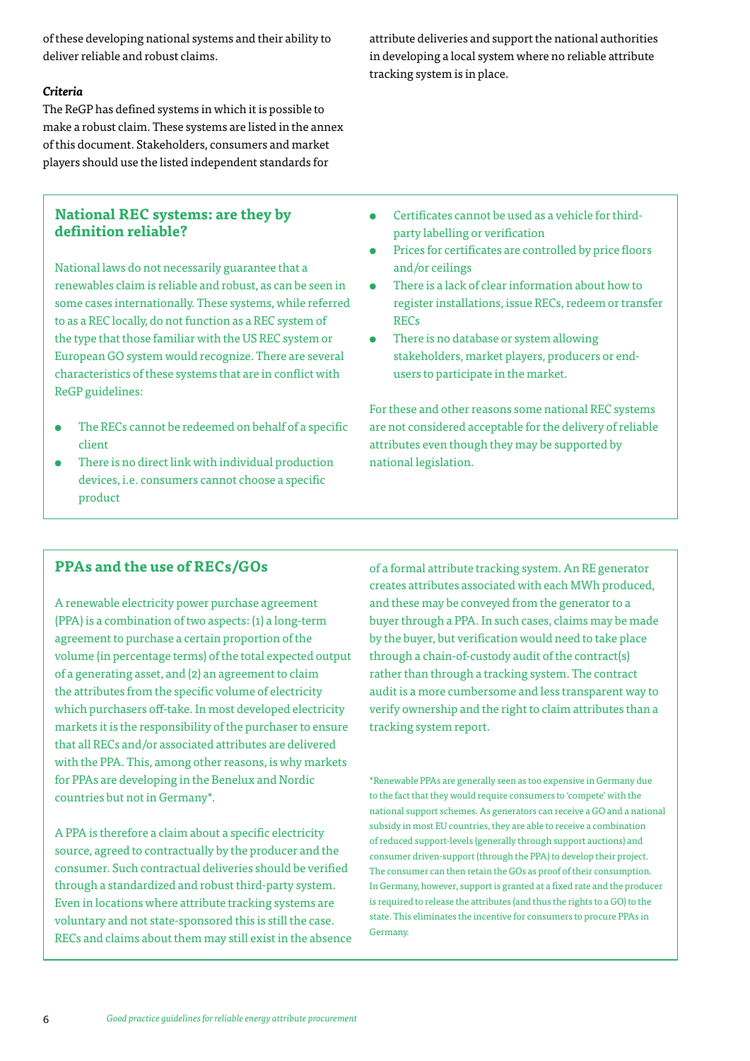of these developing national systems and their ability to deliver reliable and robust claims.

***Criteria***

The ReGP has defined systems in which it is possible to make a robust claim. These systems are listed in the annex of this document. Stakeholders, consumers and market players should use the listed independent standards for attribute deliveries and support the national authorities in developing a local system where no reliable attribute tracking system is in place.

## National REC systems: are they by definition reliable?

National laws do not necessarily guarantee that a renewables claim is reliable and robust, as can be seen in some cases internationally. These systems, while referred to as a REC locally, do not function as a REC system of the type that those familiar with the US REC system or European GO system would recognize. There are several characteristics of these systems that are in conflict with ReGP guidelines:

- The RECs cannot be redeemed on behalf of a specific client
- There is no direct link with individual production devices, i.e. consumers cannot choose a specific product
- Certificates cannot be used as a vehicle for third-party labelling or verification
- Prices for certificates are controlled by price floors and/or ceilings
- There is a lack of clear information about how to register installations, issue RECs, redeem or transfer RECs
- There is no database or system allowing stakeholders, market players, producers or end-users to participate in the market.

For these and other reasons some national REC systems are not considered acceptable for the delivery of reliable attributes even though they may be supported by national legislation.

## PPAs and the use of RECs/GOs

A renewable electricity power purchase agreement (PPA) is a combination of two aspects: (1) a long-term agreement to purchase a certain proportion of the volume (in percentage terms) of the total expected output of a generating asset, and (2) an agreement to claim the attributes from the specific volume of electricity which purchasers off-take. In most developed electricity markets it is the responsibility of the purchaser to ensure that all RECs and/or associated attributes are delivered with the PPA. This, among other reasons, is why markets for PPAs are developing in the Benelux and Nordic countries but not in Germany*.

A PPA is therefore a claim about a specific electricity source, agreed to contractually by the producer and the consumer. Such contractual deliveries should be verified through a standardized and robust third-party system. Even in locations where attribute tracking systems are voluntary and not state-sponsored this is still the case. RECs and claims about them may still exist in the absence of a formal attribute tracking system. An RE generator creates attributes associated with each MWh produced, and these may be conveyed from the generator to a buyer through a PPA. In such cases, claims may be made by the buyer, but verification would need to take place through a chain-of-custody audit of the contract(s) rather than through a tracking system. The contract audit is a more cumbersome and less transparent way to verify ownership and the right to claim attributes than a tracking system report.

*Renewable PPAs are generally seen as too expensive in Germany due to the fact that they would require consumers to 'compete' with the national support schemes. As generators can receive a GO and a national subsidy in most EU countries, they are able to receive a combination of reduced support-levels (generally through support auctions) and consumer driven-support (through the PPA) to develop their project. The consumer can then retain the GOs as proof of their consumption. In Germany, however, support is granted at a fixed rate and the producer is required to release the attributes (and thus the rights to a GO) to the state. This eliminates the incentive for consumers to procure PPAs in Germany.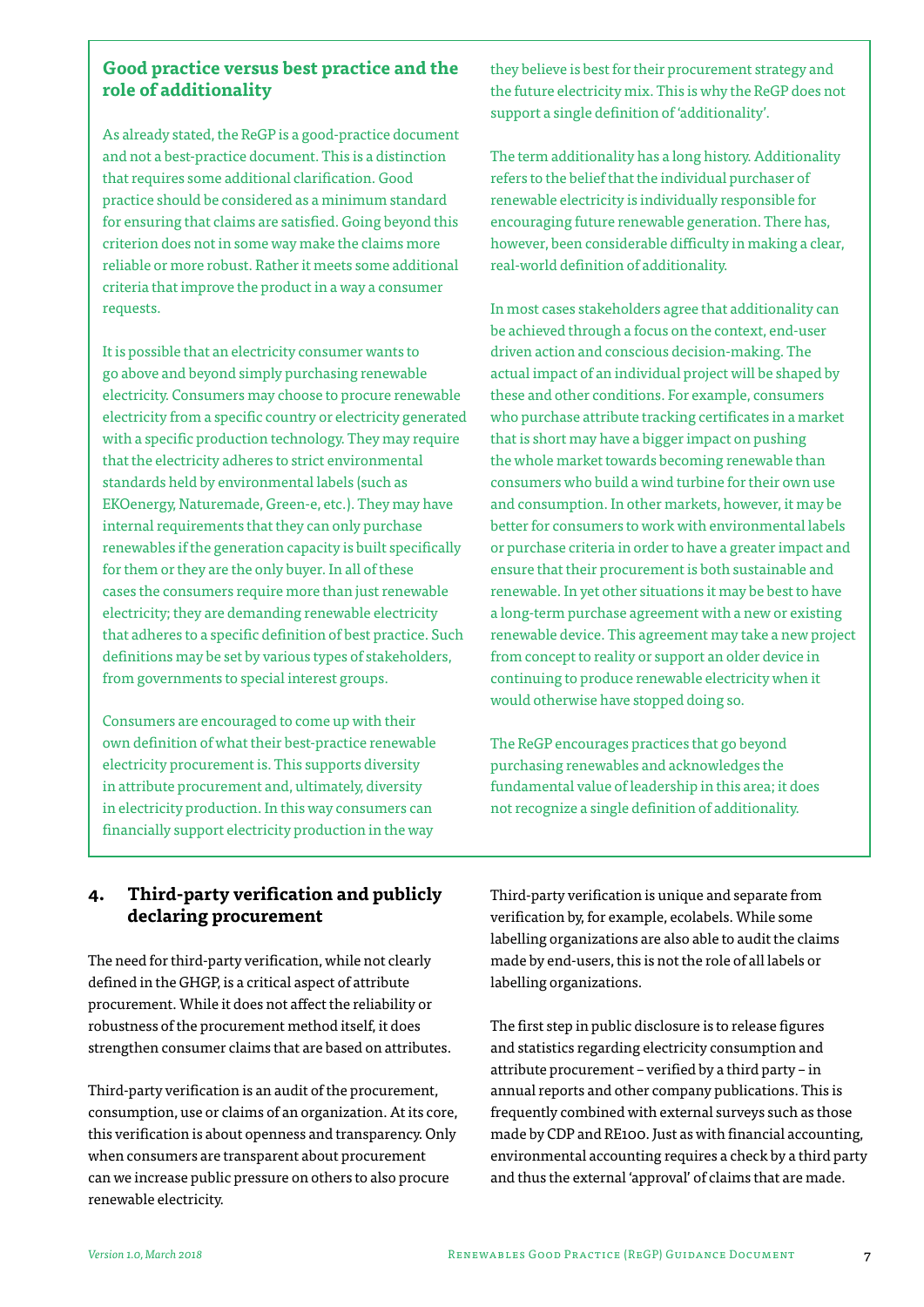## Good practice versus best practice and the role of additionality

As already stated, the ReGP is a good-practice document and not a best-practice document. This is a distinction that requires some additional clarification. Good practice should be considered as a minimum standard for ensuring that claims are satisfied. Going beyond this criterion does not in some way make the claims more reliable or more robust. Rather it meets some additional criteria that improve the product in a way a consumer requests.

It is possible that an electricity consumer wants to go above and beyond simply purchasing renewable electricity. Consumers may choose to procure renewable electricity from a specific country or electricity generated with a specific production technology. They may require that the electricity adheres to strict environmental standards held by environmental labels (such as EKOenergy, Naturemade, Green-e, etc.). They may have internal requirements that they can only purchase renewables if the generation capacity is built specifically for them or they are the only buyer. In all of these cases the consumers require more than just renewable electricity; they are demanding renewable electricity that adheres to a specific definition of best practice. Such definitions may be set by various types of stakeholders, from governments to special interest groups.

Consumers are encouraged to come up with their own definition of what their best-practice renewable electricity procurement is. This supports diversity in attribute procurement and, ultimately, diversity in electricity production. In this way consumers can financially support electricity production in the way they believe is best for their procurement strategy and the future electricity mix. This is why the ReGP does not support a single definition of 'additionality'.

The term additionality has a long history. Additionality refers to the belief that the individual purchaser of renewable electricity is individually responsible for encouraging future renewable generation. There has, however, been considerable difficulty in making a clear, real-world definition of additionality.

In most cases stakeholders agree that additionality can be achieved through a focus on the context, end-user driven action and conscious decision-making. The actual impact of an individual project will be shaped by these and other conditions. For example, consumers who purchase attribute tracking certificates in a market that is short may have a bigger impact on pushing the whole market towards becoming renewable than consumers who build a wind turbine for their own use and consumption. In other markets, however, it may be better for consumers to work with environmental labels or purchase criteria in order to have a greater impact and ensure that their procurement is both sustainable and renewable. In yet other situations it may be best to have a long-term purchase agreement with a new or existing renewable device. This agreement may take a new project from concept to reality or support an older device in continuing to produce renewable electricity when it would otherwise have stopped doing so.

The ReGP encourages practices that go beyond purchasing renewables and acknowledges the fundamental value of leadership in this area; it does not recognize a single definition of additionality.

## 4. Third-party verification and publicly declaring procurement

The need for third-party verification, while not clearly defined in the GHGP, is a critical aspect of attribute procurement. While it does not affect the reliability or robustness of the procurement method itself, it does strengthen consumer claims that are based on attributes.

Third-party verification is an audit of the procurement, consumption, use or claims of an organization. At its core, this verification is about openness and transparency. Only when consumers are transparent about procurement can we increase public pressure on others to also procure renewable electricity.

Third-party verification is unique and separate from verification by, for example, ecolabels. While some labelling organizations are also able to audit the claims made by end-users, this is not the role of all labels or labelling organizations.

The first step in public disclosure is to release figures and statistics regarding electricity consumption and attribute procurement – verified by a third party – in annual reports and other company publications. This is frequently combined with external surveys such as those made by CDP and RE100. Just as with financial accounting, environmental accounting requires a check by a third party and thus the external 'approval' of claims that are made.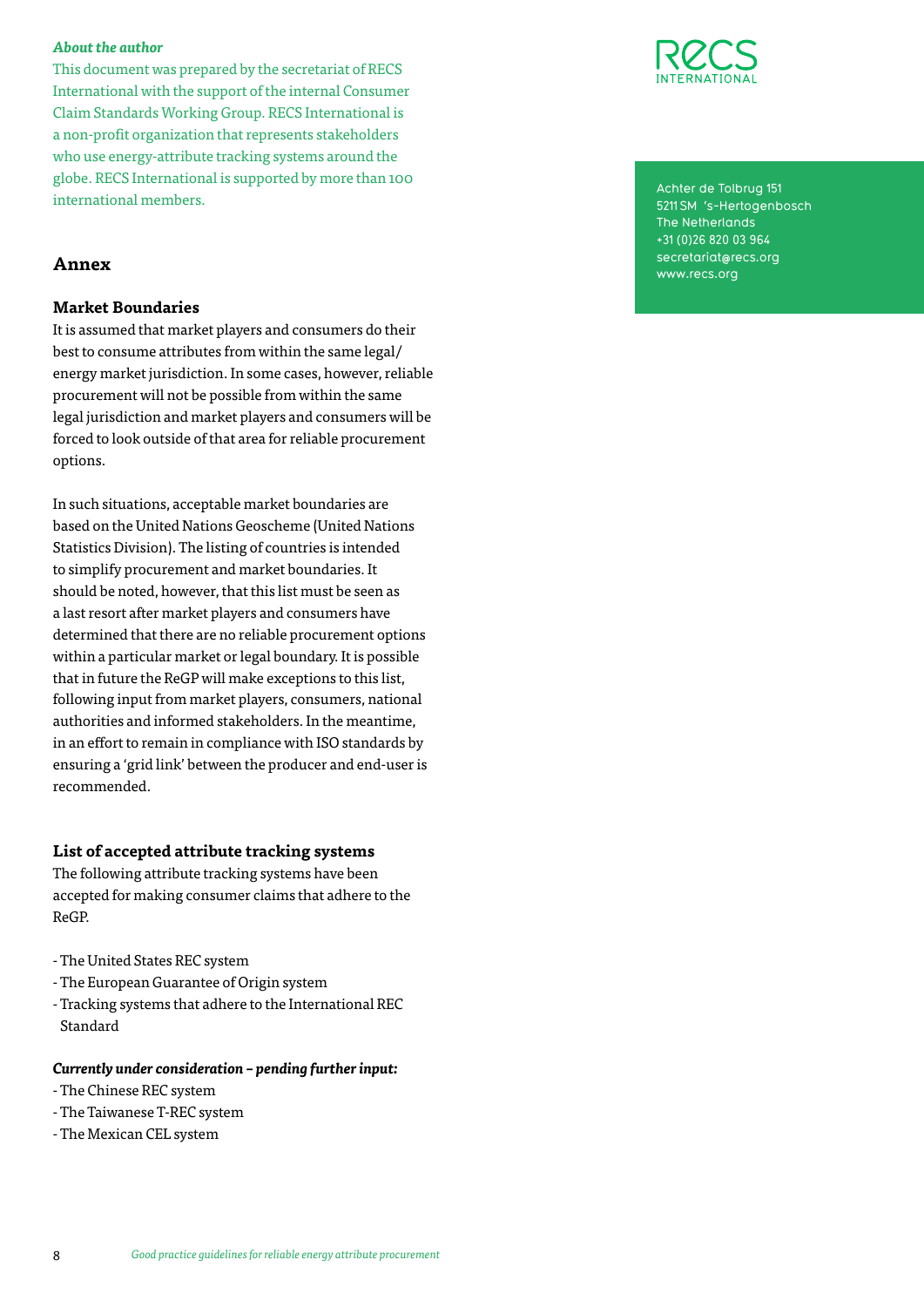*About the author*

This document was prepared by the secretariat of RECS International with the support of the internal Consumer Claim Standards Working Group. RECS International is a non-profit organization that represents stakeholders who use energy-attribute tracking systems around the globe. RECS International is supported by more than 100 international members.

RECS INTERNATIONAL

Achter de Tolbrug 151
5211 SM 's-Hertogenbosch
The Netherlands
+31 (0)26 820 03 964
secretariat@recs.org
www.recs.org

## Annex

### Market Boundaries

It is assumed that market players and consumers do their best to consume attributes from within the same legal/ energy market jurisdiction. In some cases, however, reliable procurement will not be possible from within the same legal jurisdiction and market players and consumers will be forced to look outside of that area for reliable procurement options.

In such situations, acceptable market boundaries are based on the United Nations Geoscheme (United Nations Statistics Division). The listing of countries is intended to simplify procurement and market boundaries. It should be noted, however, that this list must be seen as a last resort after market players and consumers have determined that there are no reliable procurement options within a particular market or legal boundary. It is possible that in future the ReGP will make exceptions to this list, following input from market players, consumers, national authorities and informed stakeholders. In the meantime, in an effort to remain in compliance with ISO standards by ensuring a 'grid link' between the producer and end-user is recommended.

### List of accepted attribute tracking systems

The following attribute tracking systems have been accepted for making consumer claims that adhere to the ReGP.

- The United States REC system
- The European Guarantee of Origin system
- Tracking systems that adhere to the International REC Standard

***Currently under consideration – pending further input:***

- The Chinese REC system
- The Taiwanese T-REC system
- The Mexican CEL system